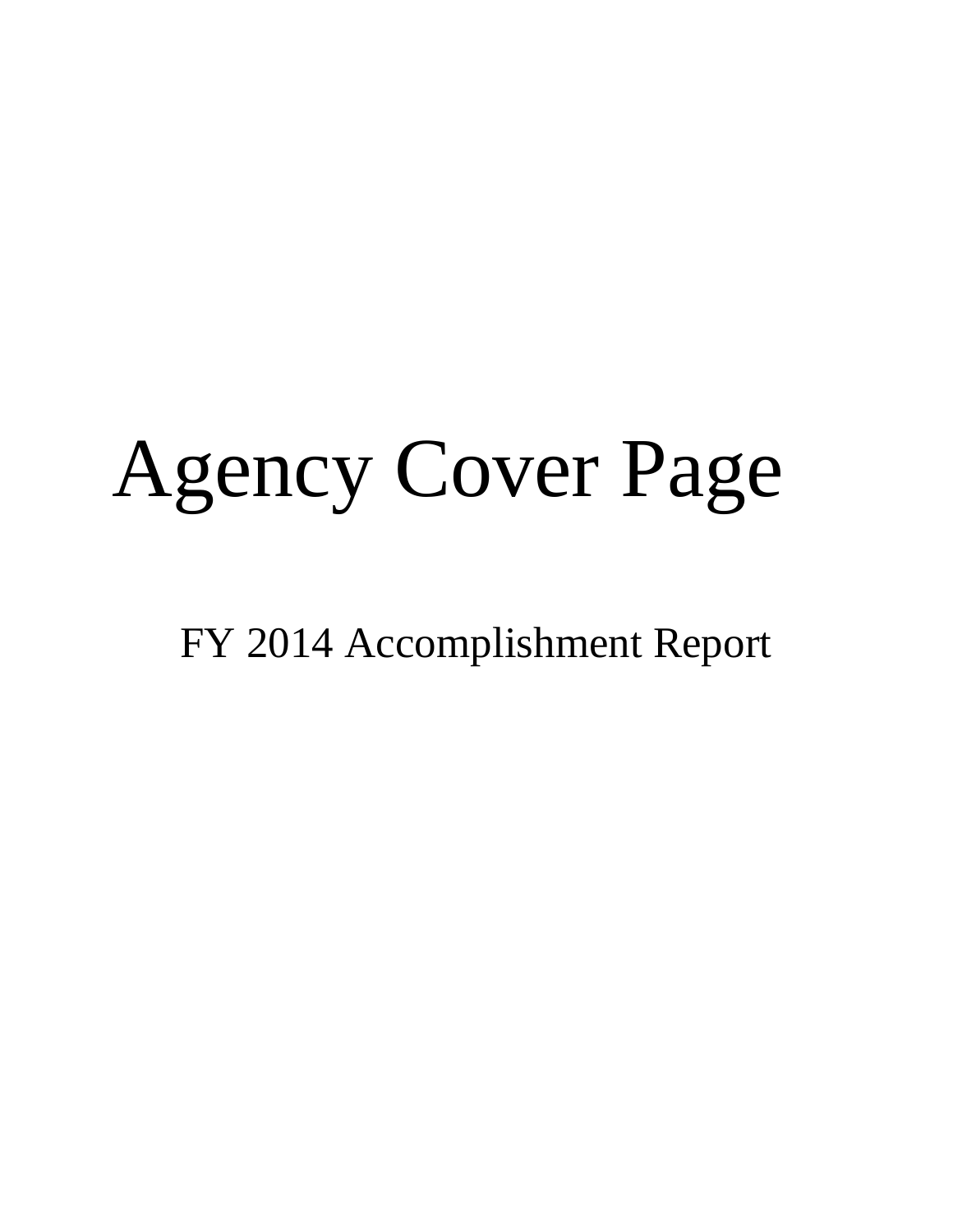# Agency Cover Page

## FY 2014 Accomplishment Report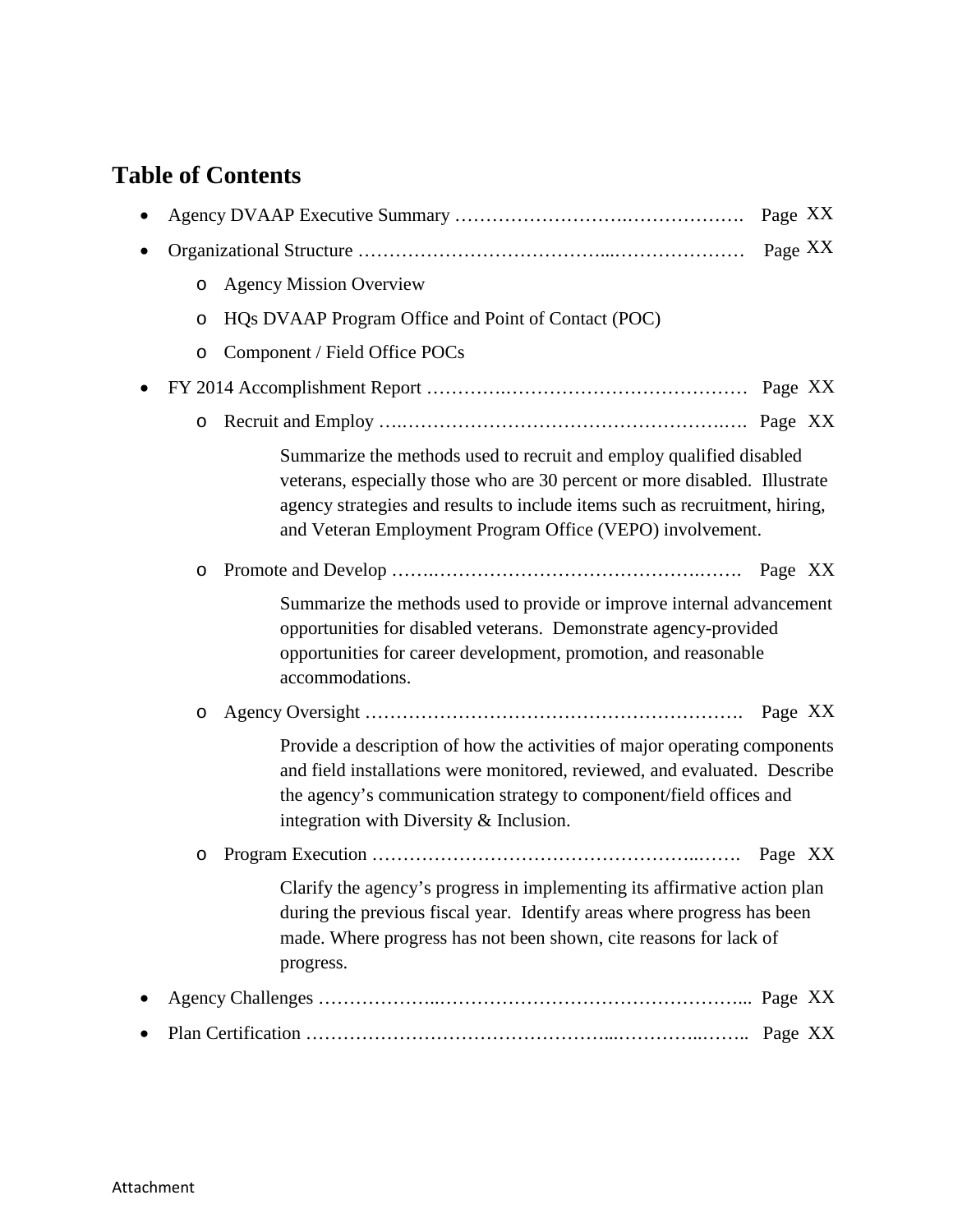## Table of Contents

- Agency DVAAP Executive Summary ………………………….………………. Page XX
- Organizational Structure …………………………………...………………… Page XX
  - Agency Mission Overview
  - HQs DVAAP Program Office and Point of Contact (POC)
  - Component / Field Office POCs
- FY 2014 Accomplishment Report ……………………………………………… Page XX
  - Recruit and Employ ….………………………………………………..…. Page XX

    Summarize the methods used to recruit and employ qualified disabled veterans, especially those who are 30 percent or more disabled. Illustrate agency strategies and results to include items such as recruitment, hiring, and Veteran Employment Program Office (VEPO) involvement.

  - Promote and Develop …….………………………………………….……. Page XX

    Summarize the methods used to provide or improve internal advancement opportunities for disabled veterans. Demonstrate agency-provided opportunities for career development, promotion, and reasonable accommodations.

  - Agency Oversight ……………………………………………………. Page XX

    Provide a description of how the activities of major operating components and field installations were monitored, reviewed, and evaluated. Describe the agency's communication strategy to component/field offices and integration with Diversity & Inclusion.

  - Program Execution …………………………………………..……. Page XX

    Clarify the agency's progress in implementing its affirmative action plan during the previous fiscal year. Identify areas where progress has been made. Where progress has not been shown, cite reasons for lack of progress.

- Agency Challenges ………………..………………………………………... Page XX
- Plan Certification ………………………………………...…………..…….. Page XX

Attachment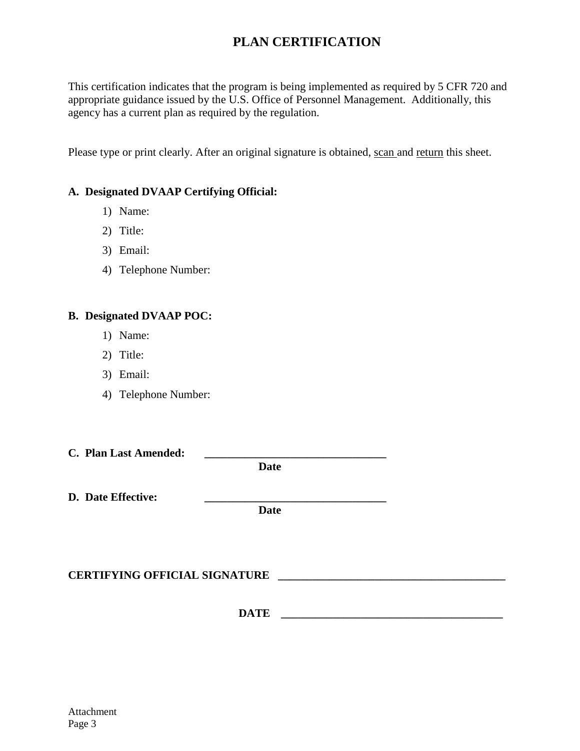# PLAN CERTIFICATION

This certification indicates that the program is being implemented as required by 5 CFR 720 and appropriate guidance issued by the U.S. Office of Personnel Management. Additionally, this agency has a current plan as required by the regulation.

Please type or print clearly. After an original signature is obtained, scan and return this sheet.

**A. Designated DVAAP Certifying Official:**

1) Name:
2) Title:
3) Email:
4) Telephone Number:

**B. Designated DVAAP POC:**

1) Name:
2) Title:
3) Email:
4) Telephone Number:

**C. Plan Last Amended:** ________________________________
**Date**

**D. Date Effective:** ________________________________
**Date**

**CERTIFYING OFFICIAL SIGNATURE** ________________________________________

**DATE** _______________________________________

Attachment